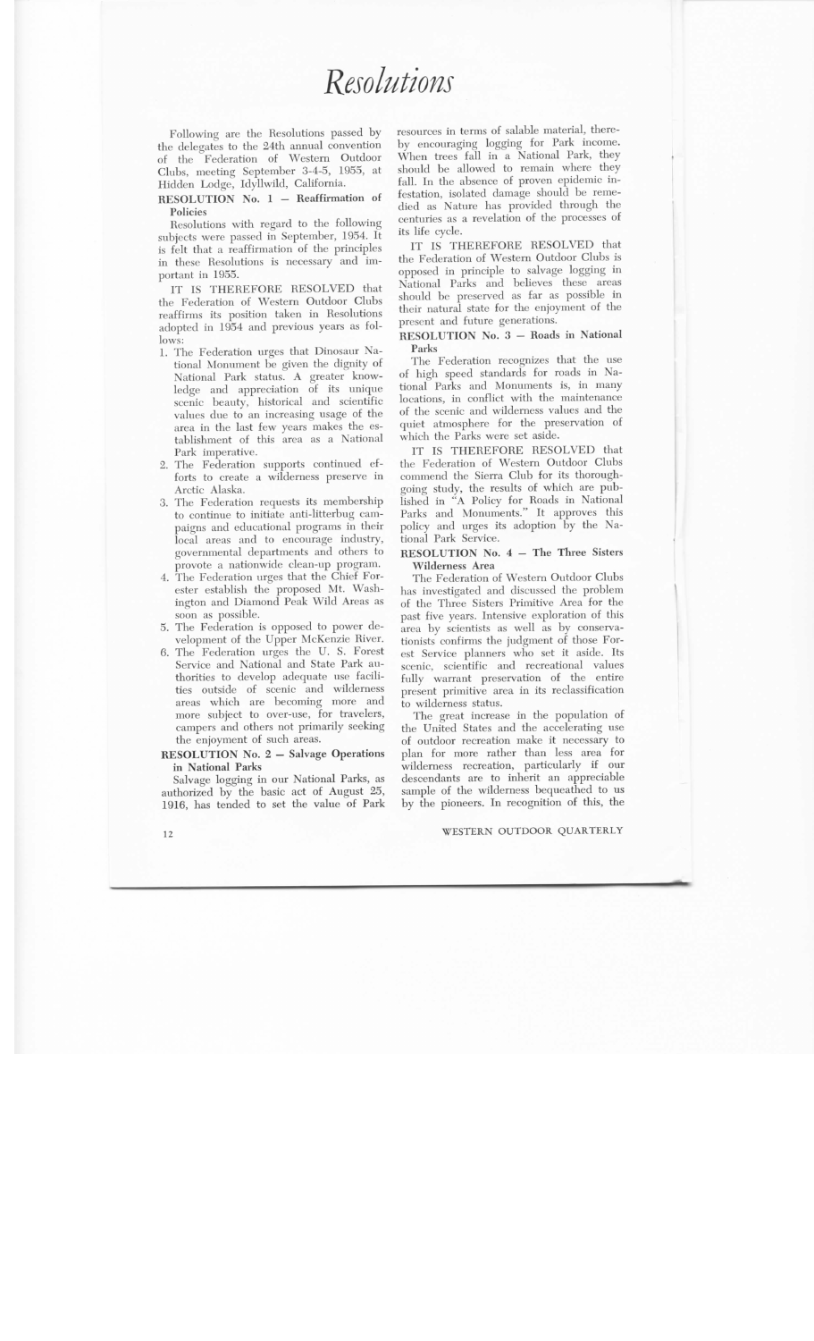# *Resolutions*

Following are the Resolutions passed by the delegates to the 24th annual convention of the Federation of Western Outdoor Clubs, meeting September 3-4-5, 1955, at Hidden Lodge, Idyllwild, California.

**RESOLUTION No. 1 — Reaffirmation of Policies**

Resolutions with regard to the following subjects were passed in September, 1954. It is felt that a reaffirmation of the principles in these Resolutions is necessary and important in 1955.

IT IS THEREFORE RESOLVED that the Federation of Western Outdoor Clubs reaffirms its position taken in Resolutions adopted in 1954 and previous years as follows:

1. The Federation urges that Dinosaur National Monument be given the dignity of National Park status. A greater knowledge and appreciation of its unique scenic beauty, historical and scientific values due to an increasing usage of the area in the last few years makes the establishment of this area as a National Park imperative.
2. The Federation supports continued efforts to create a wilderness preserve in Arctic Alaska.
3. The Federation requests its membership to continue to initiate anti-litterbug campaigns and educational programs in their local areas and to encourage industry, governmental departments and others to provote a nationwide clean-up program.
4. The Federation urges that the Chief Forester establish the proposed Mt. Washington and Diamond Peak Wild Areas as soon as possible.
5. The Federation is opposed to power development of the Upper McKenzie River.
6. The Federation urges the U. S. Forest Service and National and State Park authorities to develop adequate use facilities outside of scenic and wilderness areas which are becoming more and more subject to over-use, for travelers, campers and others not primarily seeking the enjoyment of such areas.

**RESOLUTION No. 2 — Salvage Operations in National Parks**

Salvage logging in our National Parks, as authorized by the basic act of August 25, 1916, has tended to set the value of Park resources in terms of salable material, thereby encouraging logging for Park income. When trees fall in a National Park, they should be allowed to remain where they fall. In the absence of proven epidemic infestation, isolated damage should be remedied as Nature has provided through the centuries as a revelation of the processes of its life cycle.

IT IS THEREFORE RESOLVED that the Federation of Western Outdoor Clubs is opposed in principle to salvage logging in National Parks and believes these areas should be preserved as far as possible in their natural state for the enjoyment of the present and future generations.

**RESOLUTION No. 3 — Roads in National Parks**

The Federation recognizes that the use of high speed standards for roads in National Parks and Monuments is, in many locations, in conflict with the maintenance of the scenic and wilderness values and the quiet atmosphere for the preservation of which the Parks were set aside.

IT IS THEREFORE RESOLVED that the Federation of Western Outdoor Clubs commend the Sierra Club for its thoroughgoing study, the results of which are published in "A Policy for Roads in National Parks and Monuments." It approves this policy and urges its adoption by the National Park Service.

**RESOLUTION No. 4 — The Three Sisters Wilderness Area**

The Federation of Western Outdoor Clubs has investigated and discussed the problem of the Three Sisters Primitive Area for the past five years. Intensive exploration of this area by scientists as well as by conservationists confirms the judgment of those Forest Service planners who set it aside. Its scenic, scientific and recreational values fully warrant preservation of the entire present primitive area in its reclassification to wilderness status.

The great increase in the population of the United States and the accelerating use of outdoor recreation make it necessary to plan for more rather than less area for wilderness recreation, particularly if our descendants are to inherit an appreciable sample of the wilderness bequeathed to us by the pioneers. In recognition of this, the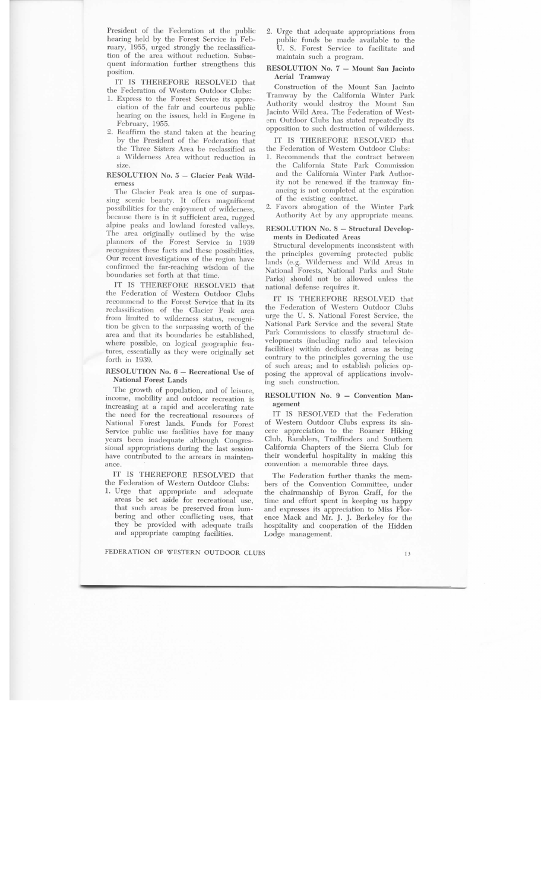President of the Federation at the public hearing held by the Forest Service in February, 1955, urged strongly the reclassification of the area without reduction. Subsequent information further strengthens this position.

IT IS THEREFORE RESOLVED that the Federation of Western Outdoor Clubs:

1. Express to the Forest Service its appreciation of the fair and courteous public hearing on the issues, held in Eugene in February, 1955.
2. Reaffirm the stand taken at the hearing by the President of the Federation that the Three Sisters Area be reclassified as a Wilderness Area without reduction in size.

### RESOLUTION No. 5 — Glacier Peak Wilderness

The Glacier Peak area is one of surpassing scenic beauty. It offers magnificent possibilities for the enjoyment of wilderness, because there is in it sufficient area, rugged alpine peaks and lowland forested valleys. The area originally outlined by the wise planners of the Forest Service in 1939 recognizes these facts and these possibilities. Our recent investigations of the region have confirmed the far-reaching wisdom of the boundaries set forth at that time.

IT IS THEREFORE RESOLVED that the Federation of Western Outdoor Clubs recommend to the Forest Service that in its reclassification of the Glacier Peak area from limited to wilderness status, recognition be given to the surpassing worth of the area and that its boundaries be established, where possible, on logical geographic features, essentially as they were originally set forth in 1939.

### RESOLUTION No. 6 — Recreational Use of National Forest Lands

The growth of population, and of leisure, income, mobility and outdoor recreation is increasing at a rapid and accelerating rate the need for the recreational resources of National Forest lands. Funds for Forest Service public use facilities have for many years been inadequate although Congressional appropriations during the last session have contributed to the arrears in maintenance.

IT IS THEREFORE RESOLVED that the Federation of Western Outdoor Clubs:

1. Urge that appropriate and adequate areas be set aside for recreational use, that such areas be preserved from lumbering and other conflicting uses, that they be provided with adequate trails and appropriate camping facilities.
2. Urge that adequate appropriations from public funds be made available to the U. S. Forest Service to facilitate and maintain such a program.

### RESOLUTION No. 7 — Mount San Jacinto Aerial Tramway

Construction of the Mount San Jacinto Tramway by the California Winter Park Authority would destroy the Mount San Jacinto Wild Area. The Federation of Western Outdoor Clubs has stated repeatedly its opposition to such destruction of wilderness.

IT IS THEREFORE RESOLVED that the Federation of Western Outdoor Clubs:

1. Recommends that the contract between the California State Park Commission and the California Winter Park Authority not be renewed if the tramway financing is not completed at the expiration of the existing contract.
2. Favors abrogation of the Winter Park Authority Act by any appropriate means.

### RESOLUTION No. 8 — Structural Developments in Dedicated Areas

Structural developments inconsistent with the principles governing protected public lands (e.g. Wilderness and Wild Areas in National Forests, National Parks and State Parks) should not be allowed unless the national defense requires it.

IT IS THEREFORE RESOLVED that the Federation of Western Outdoor Clubs urge the U. S. National Forest Service, the National Park Service and the several State Park Commissions to classify structural developments (including radio and television facilities) within dedicated areas as being contrary to the principles governing the use of such areas; and to establish policies opposing the approval of applications involving such construction.

### RESOLUTION No. 9 — Convention Management

IT IS RESOLVED that the Federation of Western Outdoor Clubs express its sincere appreciation to the Roamer Hiking Club, Ramblers, Trailfinders and Southern California Chapters of the Sierra Club for their wonderful hospitality in making this convention a memorable three days.

The Federation further thanks the members of the Convention Committee, under the chairmanship of Byron Graff, for the time and effort spent in keeping us happy and expresses its appreciation to Miss Florence Mack and Mr. J. J. Berkeley for the hospitality and cooperation of the Hidden Lodge management.